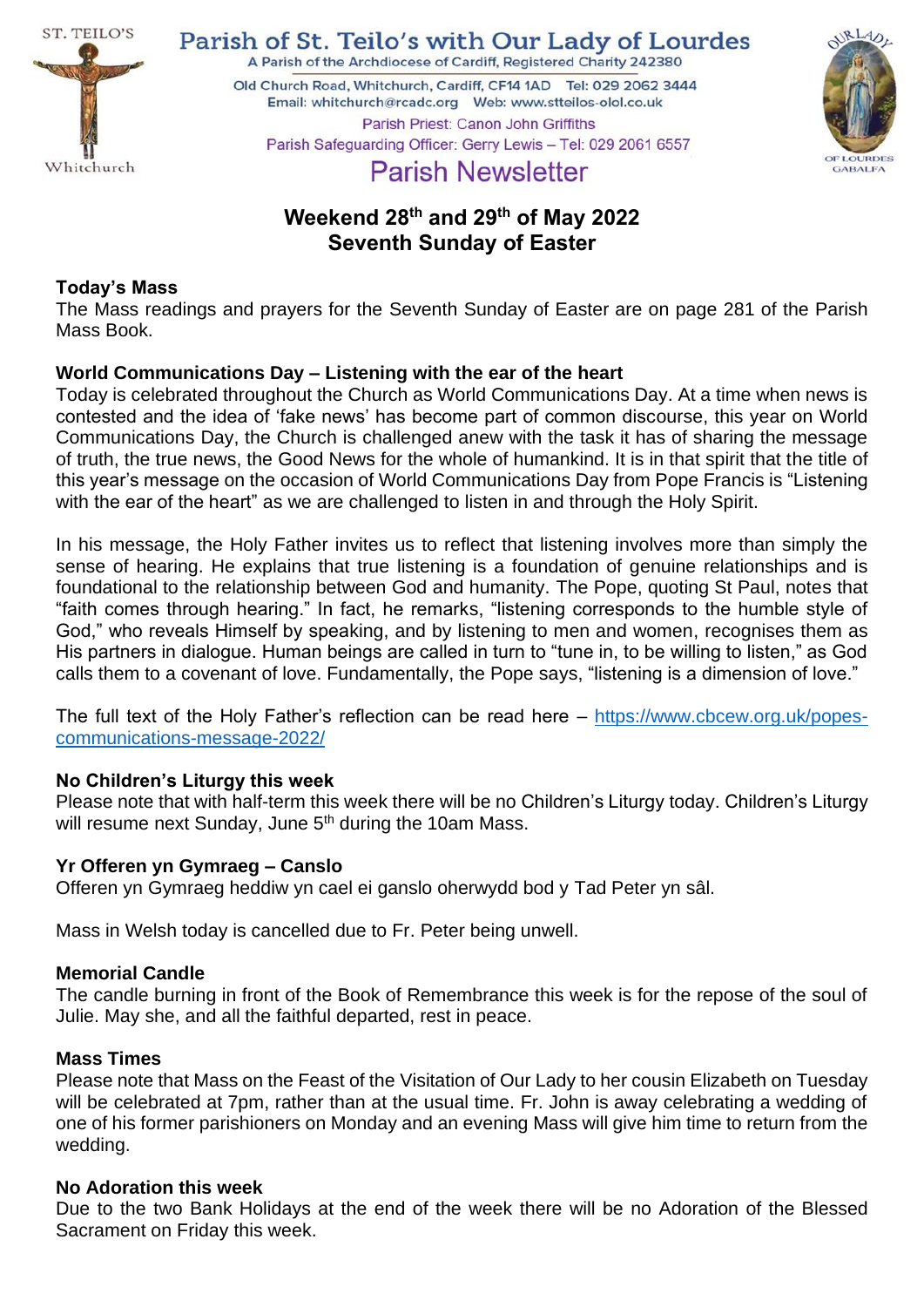ST. TEILO'S

Whitchurch

# Parish of St. Teilo's with Our Lady of Lourdes

A Parish of the Archdiocese of Cardiff, Registered Charity 242380

Old Church Road, Whitchurch, Cardiff, CF14 1AD Tel: 029 2062 3444

Email: whitchurch@rcadc.org Web: www.stteilos-olol.co.uk

Parish Priest: Canon John Griffiths

Parish Safeguarding Officer: Gerry Lewis – Tel: 029 2061 6557

OUR LADY OF LOURDES GABALFA

## Parish Newsletter

## Weekend 28th and 29th of May 2022
## Seventh Sunday of Easter

**Today's Mass**

The Mass readings and prayers for the Seventh Sunday of Easter are on page 281 of the Parish Mass Book.

**World Communications Day – Listening with the ear of the heart**

Today is celebrated throughout the Church as World Communications Day. At a time when news is contested and the idea of 'fake news' has become part of common discourse, this year on World Communications Day, the Church is challenged anew with the task it has of sharing the message of truth, the true news, the Good News for the whole of humankind. It is in that spirit that the title of this year's message on the occasion of World Communications Day from Pope Francis is "Listening with the ear of the heart" as we are challenged to listen in and through the Holy Spirit.

In his message, the Holy Father invites us to reflect that listening involves more than simply the sense of hearing. He explains that true listening is a foundation of genuine relationships and is foundational to the relationship between God and humanity. The Pope, quoting St Paul, notes that "faith comes through hearing." In fact, he remarks, "listening corresponds to the humble style of God," who reveals Himself by speaking, and by listening to men and women, recognises them as His partners in dialogue. Human beings are called in turn to "tune in, to be willing to listen," as God calls them to a covenant of love. Fundamentally, the Pope says, "listening is a dimension of love."

The full text of the Holy Father's reflection can be read here – https://www.cbcew.org.uk/popes-communications-message-2022/

**No Children's Liturgy this week**

Please note that with half-term this week there will be no Children's Liturgy today. Children's Liturgy will resume next Sunday, June 5th during the 10am Mass.

**Yr Offeren yn Gymraeg – Canslo**

Offeren yn Gymraeg heddiw yn cael ei ganslo oherwydd bod y Tad Peter yn sâl.

Mass in Welsh today is cancelled due to Fr. Peter being unwell.

**Memorial Candle**

The candle burning in front of the Book of Remembrance this week is for the repose of the soul of Julie. May she, and all the faithful departed, rest in peace.

**Mass Times**

Please note that Mass on the Feast of the Visitation of Our Lady to her cousin Elizabeth on Tuesday will be celebrated at 7pm, rather than at the usual time. Fr. John is away celebrating a wedding of one of his former parishioners on Monday and an evening Mass will give him time to return from the wedding.

**No Adoration this week**

Due to the two Bank Holidays at the end of the week there will be no Adoration of the Blessed Sacrament on Friday this week.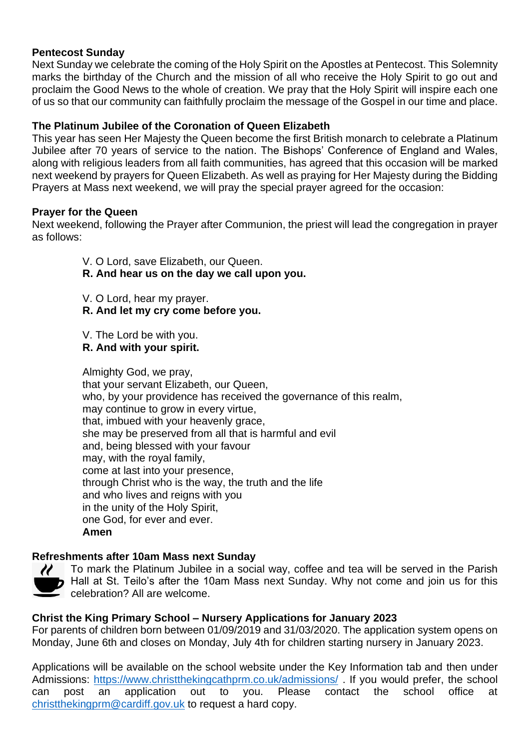**Pentecost Sunday**

Next Sunday we celebrate the coming of the Holy Spirit on the Apostles at Pentecost. This Solemnity marks the birthday of the Church and the mission of all who receive the Holy Spirit to go out and proclaim the Good News to the whole of creation. We pray that the Holy Spirit will inspire each one of us so that our community can faithfully proclaim the message of the Gospel in our time and place.

**The Platinum Jubilee of the Coronation of Queen Elizabeth**

This year has seen Her Majesty the Queen become the first British monarch to celebrate a Platinum Jubilee after 70 years of service to the nation. The Bishops' Conference of England and Wales, along with religious leaders from all faith communities, has agreed that this occasion will be marked next weekend by prayers for Queen Elizabeth. As well as praying for Her Majesty during the Bidding Prayers at Mass next weekend, we will pray the special prayer agreed for the occasion:

**Prayer for the Queen**

Next weekend, following the Prayer after Communion, the priest will lead the congregation in prayer as follows:

V. O Lord, save Elizabeth, our Queen.
**R. And hear us on the day we call upon you.**

V. O Lord, hear my prayer.
**R. And let my cry come before you.**

V. The Lord be with you.
**R. And with your spirit.**

Almighty God, we pray,
that your servant Elizabeth, our Queen,
who, by your providence has received the governance of this realm,
may continue to grow in every virtue,
that, imbued with your heavenly grace,
she may be preserved from all that is harmful and evil
and, being blessed with your favour
may, with the royal family,
come at last into your presence,
through Christ who is the way, the truth and the life
and who lives and reigns with you
in the unity of the Holy Spirit,
one God, for ever and ever.
**Amen**

**Refreshments after 10am Mass next Sunday**

To mark the Platinum Jubilee in a social way, coffee and tea will be served in the Parish Hall at St. Teilo's after the 10am Mass next Sunday. Why not come and join us for this celebration? All are welcome.

**Christ the King Primary School – Nursery Applications for January 2023**

For parents of children born between 01/09/2019 and 31/03/2020. The application system opens on Monday, June 6th and closes on Monday, July 4th for children starting nursery in January 2023.

Applications will be available on the school website under the Key Information tab and then under Admissions: https://www.christthekingcathprm.co.uk/admissions/ . If you would prefer, the school can post an application out to you. Please contact the school office at christthekingprm@cardiff.gov.uk to request a hard copy.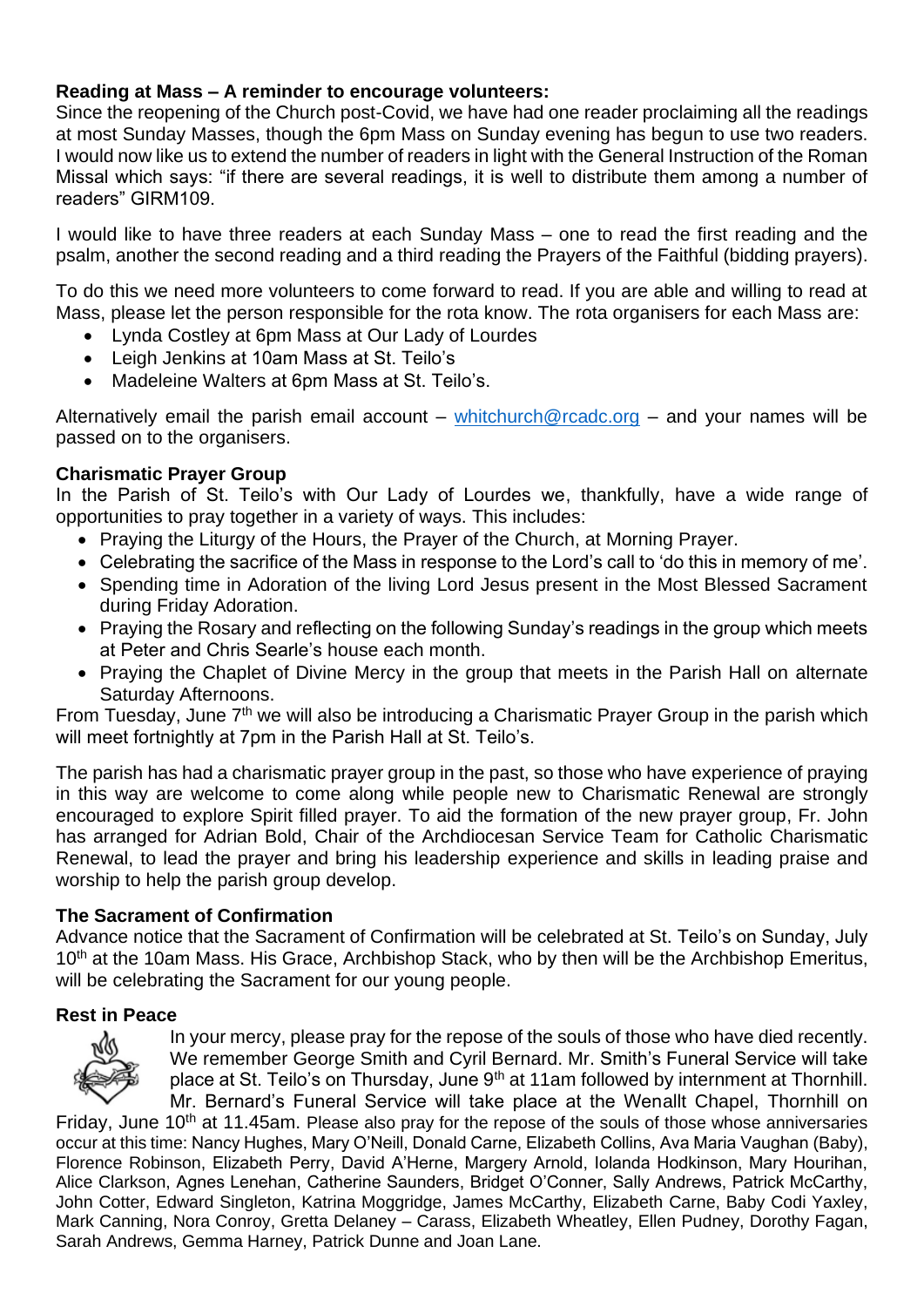**Reading at Mass – A reminder to encourage volunteers:**
Since the reopening of the Church post-Covid, we have had one reader proclaiming all the readings at most Sunday Masses, though the 6pm Mass on Sunday evening has begun to use two readers. I would now like us to extend the number of readers in light with the General Instruction of the Roman Missal which says: "if there are several readings, it is well to distribute them among a number of readers" GIRM109.

I would like to have three readers at each Sunday Mass – one to read the first reading and the psalm, another the second reading and a third reading the Prayers of the Faithful (bidding prayers).

To do this we need more volunteers to come forward to read. If you are able and willing to read at Mass, please let the person responsible for the rota know. The rota organisers for each Mass are:

- Lynda Costley at 6pm Mass at Our Lady of Lourdes
- Leigh Jenkins at 10am Mass at St. Teilo's
- Madeleine Walters at 6pm Mass at St. Teilo's.

Alternatively email the parish email account – whitchurch@rcadc.org – and your names will be passed on to the organisers.

**Charismatic Prayer Group**
In the Parish of St. Teilo's with Our Lady of Lourdes we, thankfully, have a wide range of opportunities to pray together in a variety of ways. This includes:

- Praying the Liturgy of the Hours, the Prayer of the Church, at Morning Prayer.
- Celebrating the sacrifice of the Mass in response to the Lord's call to 'do this in memory of me'.
- Spending time in Adoration of the living Lord Jesus present in the Most Blessed Sacrament during Friday Adoration.
- Praying the Rosary and reflecting on the following Sunday's readings in the group which meets at Peter and Chris Searle's house each month.
- Praying the Chaplet of Divine Mercy in the group that meets in the Parish Hall on alternate Saturday Afternoons.

From Tuesday, June 7th we will also be introducing a Charismatic Prayer Group in the parish which will meet fortnightly at 7pm in the Parish Hall at St. Teilo's.

The parish has had a charismatic prayer group in the past, so those who have experience of praying in this way are welcome to come along while people new to Charismatic Renewal are strongly encouraged to explore Spirit filled prayer. To aid the formation of the new prayer group, Fr. John has arranged for Adrian Bold, Chair of the Archdiocesan Service Team for Catholic Charismatic Renewal, to lead the prayer and bring his leadership experience and skills in leading praise and worship to help the parish group develop.

**The Sacrament of Confirmation**
Advance notice that the Sacrament of Confirmation will be celebrated at St. Teilo's on Sunday, July 10th at the 10am Mass. His Grace, Archbishop Stack, who by then will be the Archbishop Emeritus, will be celebrating the Sacrament for our young people.

**Rest in Peace**
In your mercy, please pray for the repose of the souls of those who have died recently. We remember George Smith and Cyril Bernard. Mr. Smith's Funeral Service will take place at St. Teilo's on Thursday, June 9th at 11am followed by internment at Thornhill. Mr. Bernard's Funeral Service will take place at the Wenallt Chapel, Thornhill on Friday, June 10th at 11.45am. Please also pray for the repose of the souls of those whose anniversaries occur at this time: Nancy Hughes, Mary O'Neill, Donald Carne, Elizabeth Collins, Ava Maria Vaughan (Baby), Florence Robinson, Elizabeth Perry, David A'Herne, Margery Arnold, Iolanda Hodkinson, Mary Hourihan, Alice Clarkson, Agnes Lenehan, Catherine Saunders, Bridget O'Conner, Sally Andrews, Patrick McCarthy, John Cotter, Edward Singleton, Katrina Moggridge, James McCarthy, Elizabeth Carne, Baby Codi Yaxley, Mark Canning, Nora Conroy, Gretta Delaney – Carass, Elizabeth Wheatley, Ellen Pudney, Dorothy Fagan, Sarah Andrews, Gemma Harney, Patrick Dunne and Joan Lane.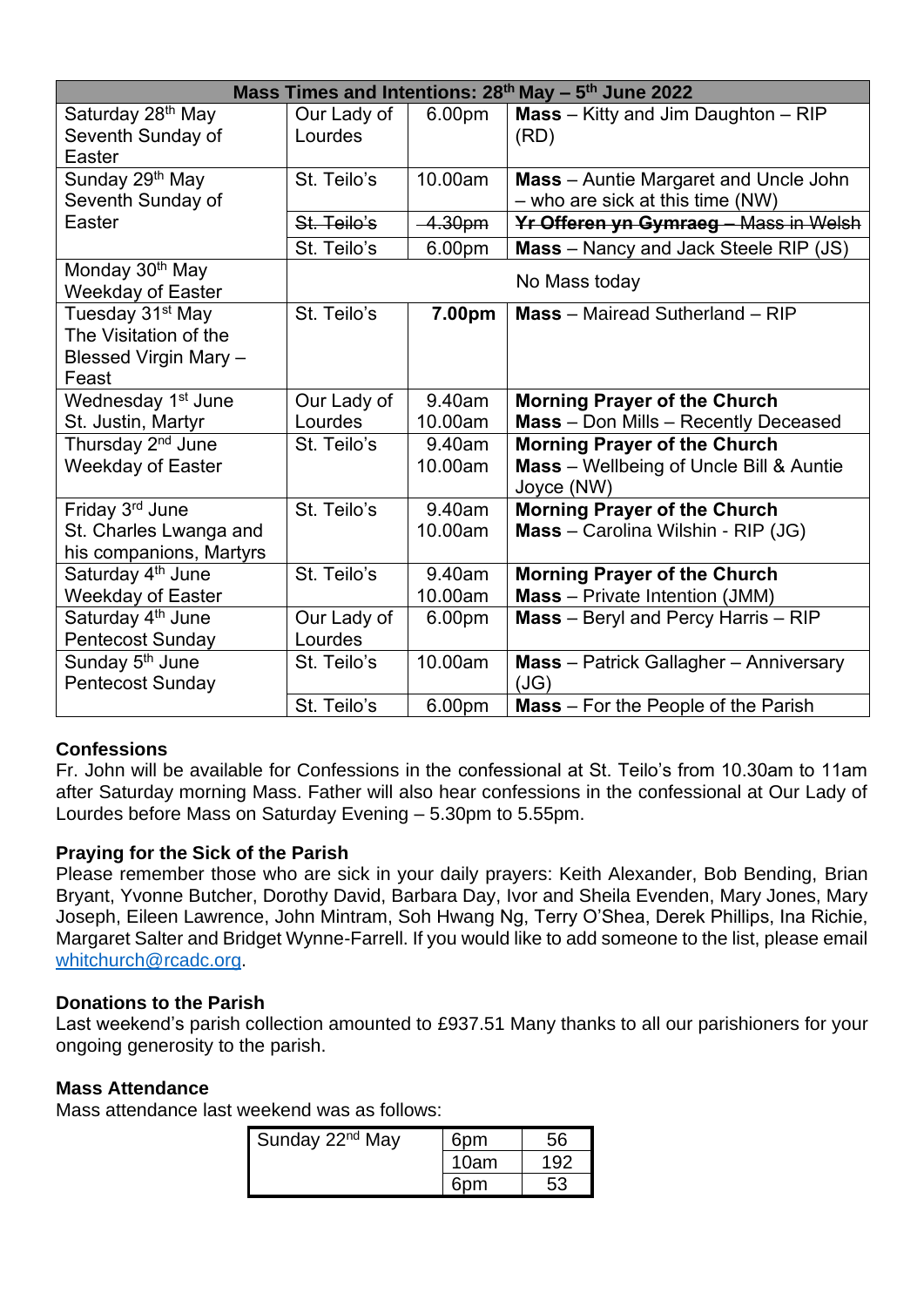| Mass Times and Intentions: 28th May – 5th June 2022 | | | |
|---|---|---|---|
| Saturday 28th May Seventh Sunday of Easter | Our Lady of Lourdes | 6.00pm | **Mass** – Kitty and Jim Daughton – RIP (RD) |
| Sunday 29th May Seventh Sunday of Easter | St. Teilo's | 10.00am | **Mass** – Auntie Margaret and Uncle John – who are sick at this time (NW) |
| | ~~St. Teilo's~~ | ~~4.30pm~~ | ~~**Yr Offeren yn Gymraeg** – Mass in Welsh~~ |
| | St. Teilo's | 6.00pm | **Mass** – Nancy and Jack Steele RIP (JS) |
| Monday 30th May Weekday of Easter | | | No Mass today |
| Tuesday 31st May The Visitation of the Blessed Virgin Mary – Feast | St. Teilo's | **7.00pm** | **Mass** – Mairead Sutherland – RIP |
| Wednesday 1st June St. Justin, Martyr | Our Lady of Lourdes | 9.40am 10.00am | **Morning Prayer of the Church** **Mass** – Don Mills – Recently Deceased |
| Thursday 2nd June Weekday of Easter | St. Teilo's | 9.40am 10.00am | **Morning Prayer of the Church** **Mass** – Wellbeing of Uncle Bill & Auntie Joyce (NW) |
| Friday 3rd June St. Charles Lwanga and his companions, Martyrs | St. Teilo's | 9.40am 10.00am | **Morning Prayer of the Church** **Mass** – Carolina Wilshin - RIP (JG) |
| Saturday 4th June Weekday of Easter | St. Teilo's | 9.40am 10.00am | **Morning Prayer of the Church** **Mass** – Private Intention (JMM) |
| Saturday 4th June Pentecost Sunday | Our Lady of Lourdes | 6.00pm | **Mass** – Beryl and Percy Harris – RIP |
| Sunday 5th June Pentecost Sunday | St. Teilo's | 10.00am | **Mass** – Patrick Gallagher – Anniversary (JG) |
| | St. Teilo's | 6.00pm | **Mass** – For the People of the Parish |

### Confessions

Fr. John will be available for Confessions in the confessional at St. Teilo's from 10.30am to 11am after Saturday morning Mass. Father will also hear confessions in the confessional at Our Lady of Lourdes before Mass on Saturday Evening – 5.30pm to 5.55pm.

### Praying for the Sick of the Parish

Please remember those who are sick in your daily prayers: Keith Alexander, Bob Bending, Brian Bryant, Yvonne Butcher, Dorothy David, Barbara Day, Ivor and Sheila Evenden, Mary Jones, Mary Joseph, Eileen Lawrence, John Mintram, Soh Hwang Ng, Terry O'Shea, Derek Phillips, Ina Richie, Margaret Salter and Bridget Wynne-Farrell. If you would like to add someone to the list, please email whitchurch@rcadc.org.

### Donations to the Parish

Last weekend's parish collection amounted to £937.51 Many thanks to all our parishioners for your ongoing generosity to the parish.

### Mass Attendance

Mass attendance last weekend was as follows:

| | | |
|---|---|---|
| Sunday 22nd May | 6pm | 56 |
| | 10am | 192 |
| | 6pm | 53 |